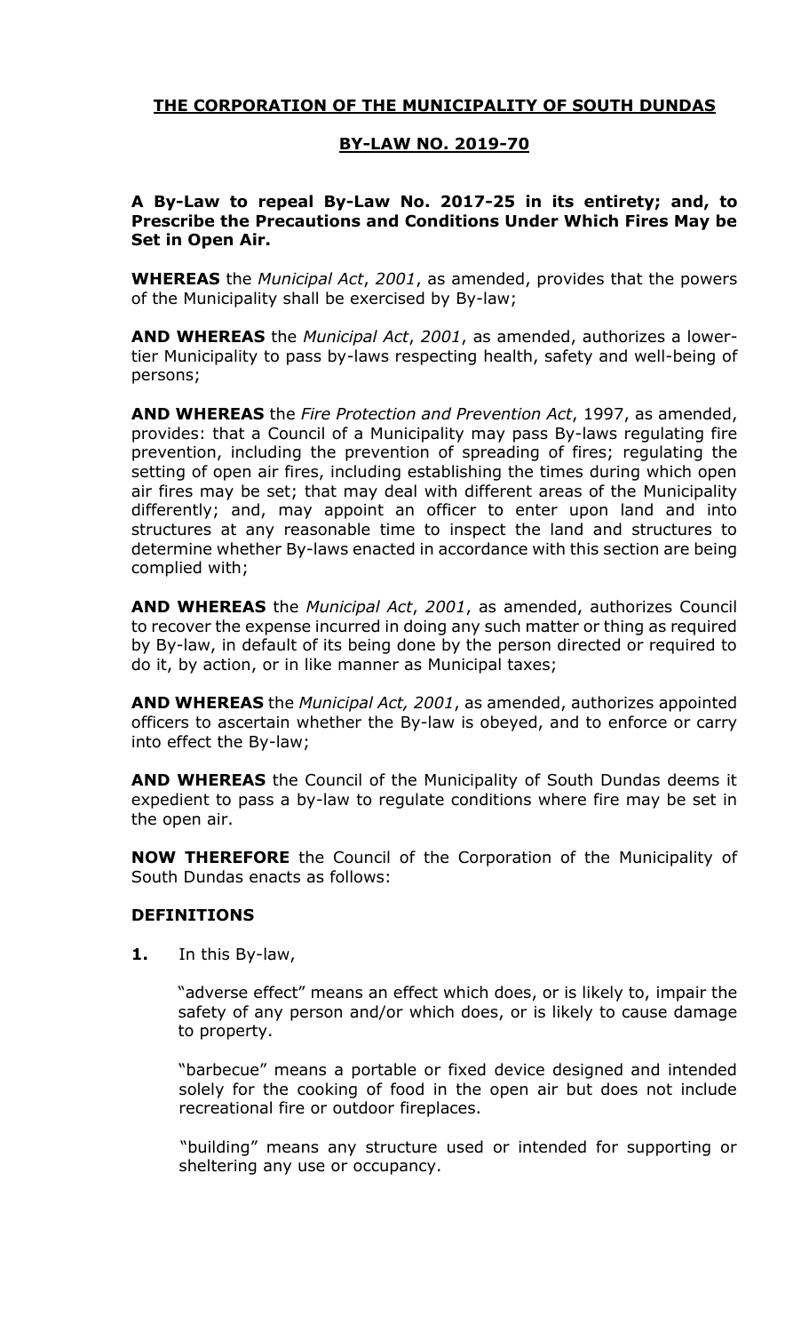# THE CORPORATION OF THE MUNICIPALITY OF SOUTH DUNDAS

## BY-LAW NO. 2019-70

**A By-Law to repeal By-Law No. 2017-25 in its entirety; and, to Prescribe the Precautions and Conditions Under Which Fires May be Set in Open Air.**

**WHEREAS** the *Municipal Act*, *2001*, as amended, provides that the powers of the Municipality shall be exercised by By-law;

**AND WHEREAS** the *Municipal Act*, *2001*, as amended, authorizes a lower-tier Municipality to pass by-laws respecting health, safety and well-being of persons;

**AND WHEREAS** the *Fire Protection and Prevention Act*, 1997, as amended, provides: that a Council of a Municipality may pass By-laws regulating fire prevention, including the prevention of spreading of fires; regulating the setting of open air fires, including establishing the times during which open air fires may be set; that may deal with different areas of the Municipality differently; and, may appoint an officer to enter upon land and into structures at any reasonable time to inspect the land and structures to determine whether By-laws enacted in accordance with this section are being complied with;

**AND WHEREAS** the *Municipal Act*, *2001*, as amended, authorizes Council to recover the expense incurred in doing any such matter or thing as required by By-law, in default of its being done by the person directed or required to do it, by action, or in like manner as Municipal taxes;

**AND WHEREAS** the *Municipal Act, 2001*, as amended, authorizes appointed officers to ascertain whether the By-law is obeyed, and to enforce or carry into effect the By-law;

**AND WHEREAS** the Council of the Municipality of South Dundas deems it expedient to pass a by-law to regulate conditions where fire may be set in the open air.

**NOW THEREFORE** the Council of the Corporation of the Municipality of South Dundas enacts as follows:

### DEFINITIONS

**1.** In this By-law,

"adverse effect" means an effect which does, or is likely to, impair the safety of any person and/or which does, or is likely to cause damage to property.

"barbecue" means a portable or fixed device designed and intended solely for the cooking of food in the open air but does not include recreational fire or outdoor fireplaces.

"building" means any structure used or intended for supporting or sheltering any use or occupancy.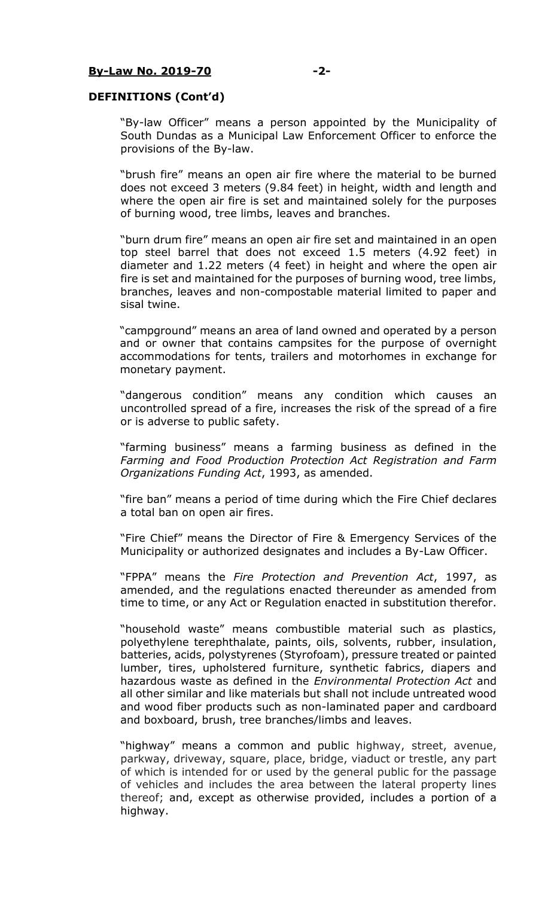**DEFINITIONS (Cont'd)**

"By-law Officer" means a person appointed by the Municipality of South Dundas as a Municipal Law Enforcement Officer to enforce the provisions of the By-law.

"brush fire" means an open air fire where the material to be burned does not exceed 3 meters (9.84 feet) in height, width and length and where the open air fire is set and maintained solely for the purposes of burning wood, tree limbs, leaves and branches.

"burn drum fire" means an open air fire set and maintained in an open top steel barrel that does not exceed 1.5 meters (4.92 feet) in diameter and 1.22 meters (4 feet) in height and where the open air fire is set and maintained for the purposes of burning wood, tree limbs, branches, leaves and non-compostable material limited to paper and sisal twine.

"campground" means an area of land owned and operated by a person and or owner that contains campsites for the purpose of overnight accommodations for tents, trailers and motorhomes in exchange for monetary payment.

"dangerous condition" means any condition which causes an uncontrolled spread of a fire, increases the risk of the spread of a fire or is adverse to public safety.

"farming business" means a farming business as defined in the *Farming and Food Production Protection Act Registration and Farm Organizations Funding Act*, 1993, as amended.

"fire ban" means a period of time during which the Fire Chief declares a total ban on open air fires.

"Fire Chief" means the Director of Fire & Emergency Services of the Municipality or authorized designates and includes a By-Law Officer.

"FPPA" means the *Fire Protection and Prevention Act*, 1997, as amended, and the regulations enacted thereunder as amended from time to time, or any Act or Regulation enacted in substitution therefor.

"household waste" means combustible material such as plastics, polyethylene terephthalate, paints, oils, solvents, rubber, insulation, batteries, acids, polystyrenes (Styrofoam), pressure treated or painted lumber, tires, upholstered furniture, synthetic fabrics, diapers and hazardous waste as defined in the *Environmental Protection Act* and all other similar and like materials but shall not include untreated wood and wood fiber products such as non-laminated paper and cardboard and boxboard, brush, tree branches/limbs and leaves.

"highway" means a common and public highway, street, avenue, parkway, driveway, square, place, bridge, viaduct or trestle, any part of which is intended for or used by the general public for the passage of vehicles and includes the area between the lateral property lines thereof; and, except as otherwise provided, includes a portion of a highway.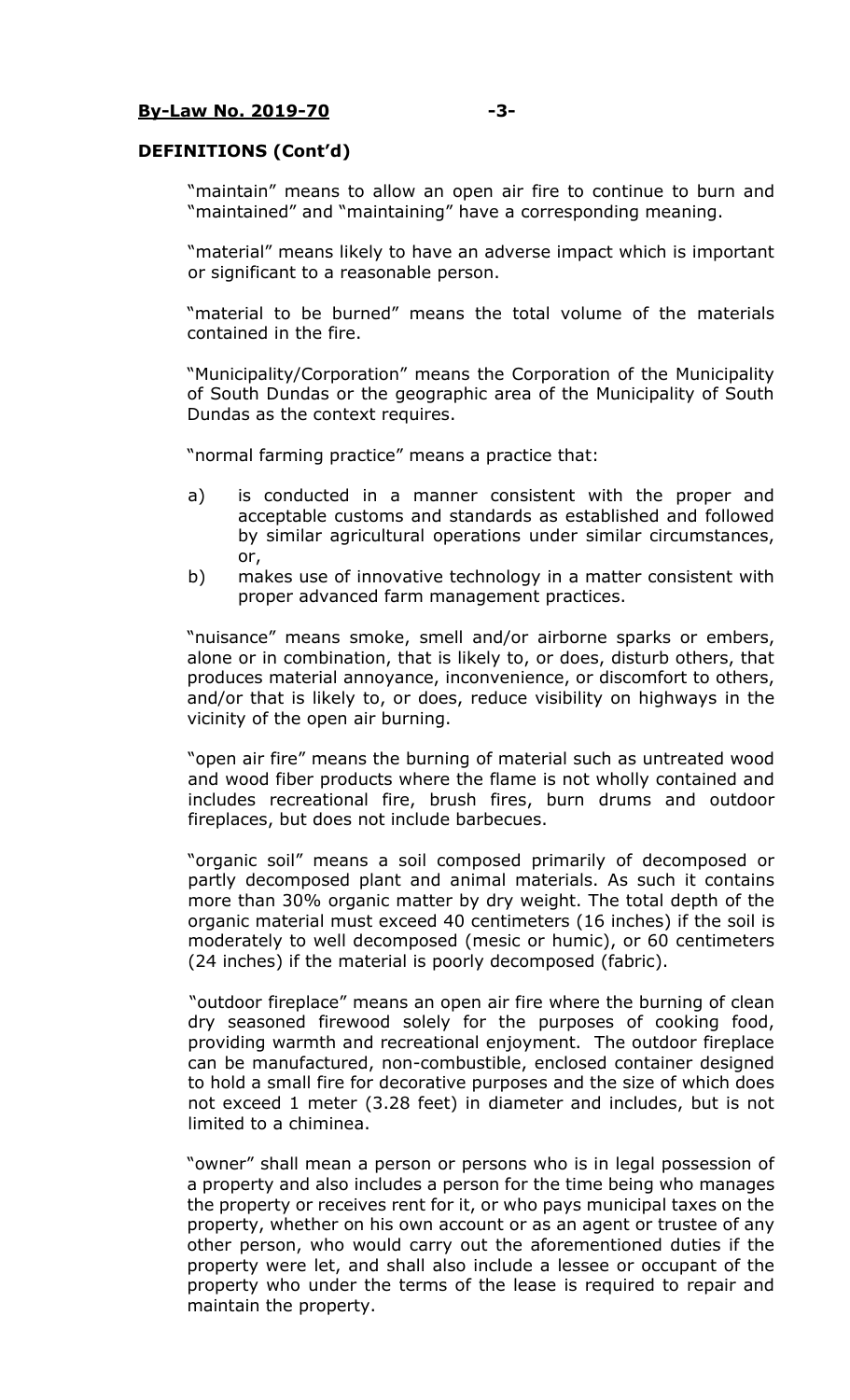**DEFINITIONS (Cont'd)**

"maintain" means to allow an open air fire to continue to burn and "maintained" and "maintaining" have a corresponding meaning.

"material" means likely to have an adverse impact which is important or significant to a reasonable person.

"material to be burned" means the total volume of the materials contained in the fire.

"Municipality/Corporation" means the Corporation of the Municipality of South Dundas or the geographic area of the Municipality of South Dundas as the context requires.

"normal farming practice" means a practice that:

a) is conducted in a manner consistent with the proper and acceptable customs and standards as established and followed by similar agricultural operations under similar circumstances, or,
b) makes use of innovative technology in a matter consistent with proper advanced farm management practices.

"nuisance" means smoke, smell and/or airborne sparks or embers, alone or in combination, that is likely to, or does, disturb others, that produces material annoyance, inconvenience, or discomfort to others, and/or that is likely to, or does, reduce visibility on highways in the vicinity of the open air burning.

"open air fire" means the burning of material such as untreated wood and wood fiber products where the flame is not wholly contained and includes recreational fire, brush fires, burn drums and outdoor fireplaces, but does not include barbecues.

"organic soil" means a soil composed primarily of decomposed or partly decomposed plant and animal materials. As such it contains more than 30% organic matter by dry weight. The total depth of the organic material must exceed 40 centimeters (16 inches) if the soil is moderately to well decomposed (mesic or humic), or 60 centimeters (24 inches) if the material is poorly decomposed (fabric).

"outdoor fireplace" means an open air fire where the burning of clean dry seasoned firewood solely for the purposes of cooking food, providing warmth and recreational enjoyment. The outdoor fireplace can be manufactured, non-combustible, enclosed container designed to hold a small fire for decorative purposes and the size of which does not exceed 1 meter (3.28 feet) in diameter and includes, but is not limited to a chiminea.

"owner" shall mean a person or persons who is in legal possession of a property and also includes a person for the time being who manages the property or receives rent for it, or who pays municipal taxes on the property, whether on his own account or as an agent or trustee of any other person, who would carry out the aforementioned duties if the property were let, and shall also include a lessee or occupant of the property who under the terms of the lease is required to repair and maintain the property.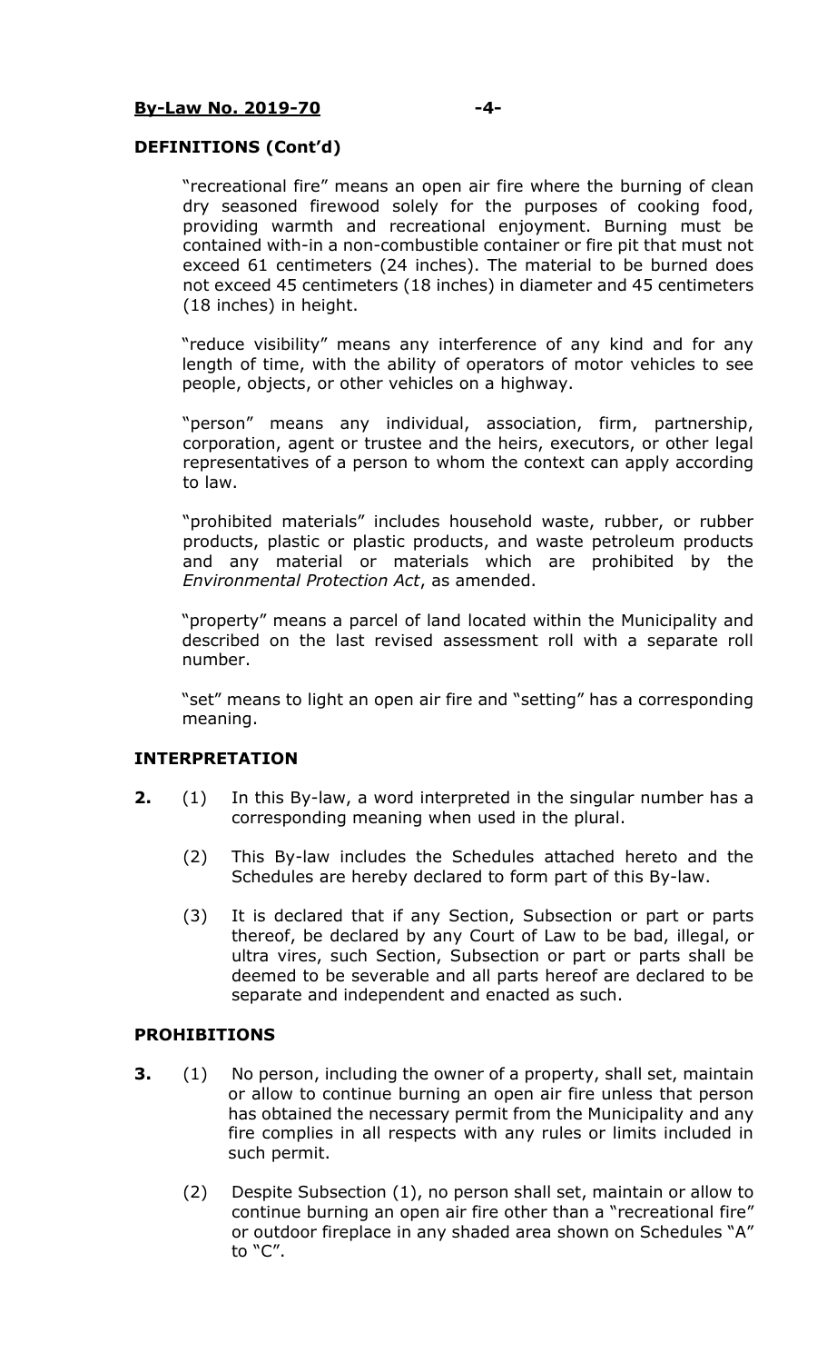## DEFINITIONS (Cont'd)

"recreational fire" means an open air fire where the burning of clean dry seasoned firewood solely for the purposes of cooking food, providing warmth and recreational enjoyment. Burning must be contained with-in a non-combustible container or fire pit that must not exceed 61 centimeters (24 inches). The material to be burned does not exceed 45 centimeters (18 inches) in diameter and 45 centimeters (18 inches) in height.

"reduce visibility" means any interference of any kind and for any length of time, with the ability of operators of motor vehicles to see people, objects, or other vehicles on a highway.

"person" means any individual, association, firm, partnership, corporation, agent or trustee and the heirs, executors, or other legal representatives of a person to whom the context can apply according to law.

"prohibited materials" includes household waste, rubber, or rubber products, plastic or plastic products, and waste petroleum products and any material or materials which are prohibited by the *Environmental Protection Act*, as amended.

"property" means a parcel of land located within the Municipality and described on the last revised assessment roll with a separate roll number.

"set" means to light an open air fire and "setting" has a corresponding meaning.

## INTERPRETATION

**2.** (1) In this By-law, a word interpreted in the singular number has a corresponding meaning when used in the plural.

(2) This By-law includes the Schedules attached hereto and the Schedules are hereby declared to form part of this By-law.

(3) It is declared that if any Section, Subsection or part or parts thereof, be declared by any Court of Law to be bad, illegal, or ultra vires, such Section, Subsection or part or parts shall be deemed to be severable and all parts hereof are declared to be separate and independent and enacted as such.

## PROHIBITIONS

**3.** (1) No person, including the owner of a property, shall set, maintain or allow to continue burning an open air fire unless that person has obtained the necessary permit from the Municipality and any fire complies in all respects with any rules or limits included in such permit.

(2) Despite Subsection (1), no person shall set, maintain or allow to continue burning an open air fire other than a "recreational fire" or outdoor fireplace in any shaded area shown on Schedules "A" to "C".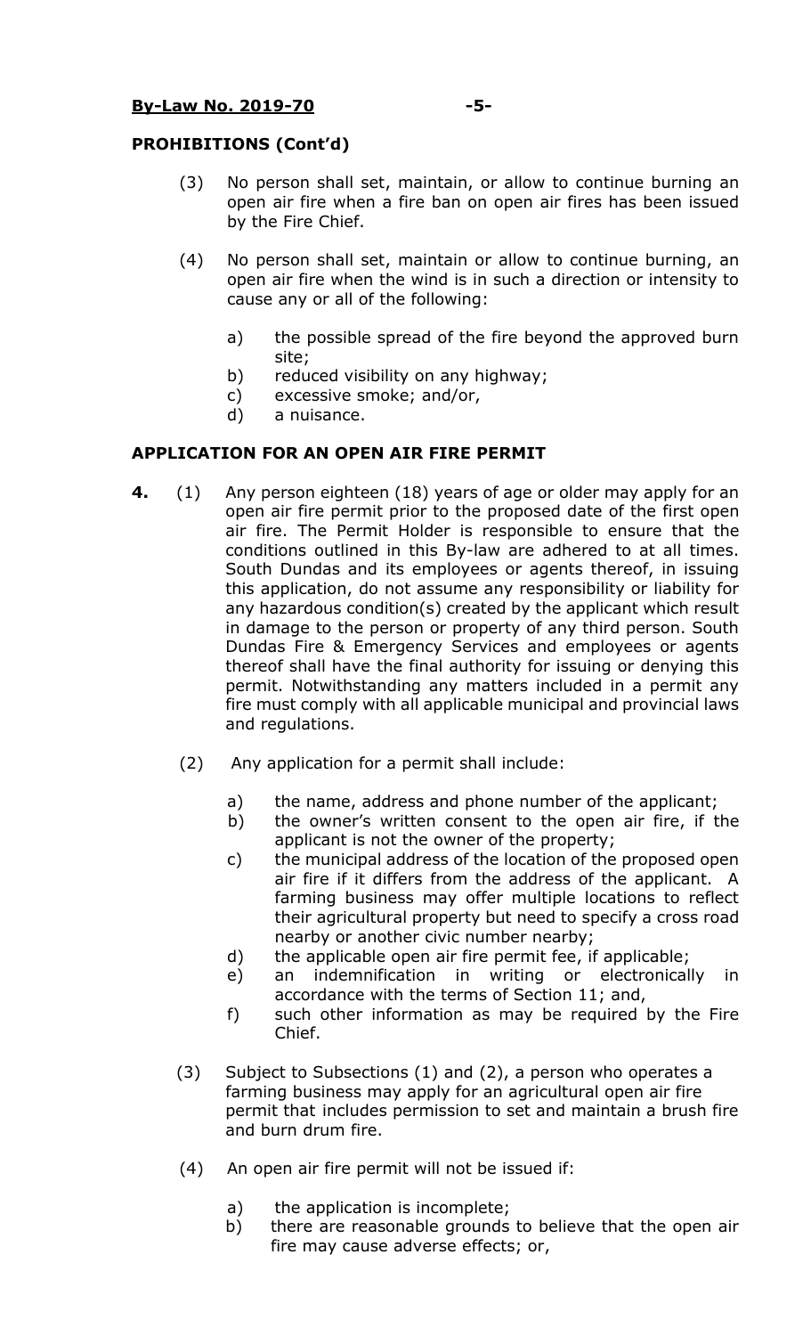**PROHIBITIONS (Cont'd)**

(3) No person shall set, maintain, or allow to continue burning an open air fire when a fire ban on open air fires has been issued by the Fire Chief.

(4) No person shall set, maintain or allow to continue burning, an open air fire when the wind is in such a direction or intensity to cause any or all of the following:

a) the possible spread of the fire beyond the approved burn site;
b) reduced visibility on any highway;
c) excessive smoke; and/or,
d) a nuisance.

**APPLICATION FOR AN OPEN AIR FIRE PERMIT**

**4.** (1) Any person eighteen (18) years of age or older may apply for an open air fire permit prior to the proposed date of the first open air fire. The Permit Holder is responsible to ensure that the conditions outlined in this By-law are adhered to at all times. South Dundas and its employees or agents thereof, in issuing this application, do not assume any responsibility or liability for any hazardous condition(s) created by the applicant which result in damage to the person or property of any third person. South Dundas Fire & Emergency Services and employees or agents thereof shall have the final authority for issuing or denying this permit. Notwithstanding any matters included in a permit any fire must comply with all applicable municipal and provincial laws and regulations.

(2) Any application for a permit shall include:

a) the name, address and phone number of the applicant;
b) the owner's written consent to the open air fire, if the applicant is not the owner of the property;
c) the municipal address of the location of the proposed open air fire if it differs from the address of the applicant. A farming business may offer multiple locations to reflect their agricultural property but need to specify a cross road nearby or another civic number nearby;
d) the applicable open air fire permit fee, if applicable;
e) an indemnification in writing or electronically in accordance with the terms of Section 11; and,
f) such other information as may be required by the Fire Chief.

(3) Subject to Subsections (1) and (2), a person who operates a farming business may apply for an agricultural open air fire permit that includes permission to set and maintain a brush fire and burn drum fire.

(4) An open air fire permit will not be issued if:

a) the application is incomplete;
b) there are reasonable grounds to believe that the open air fire may cause adverse effects; or,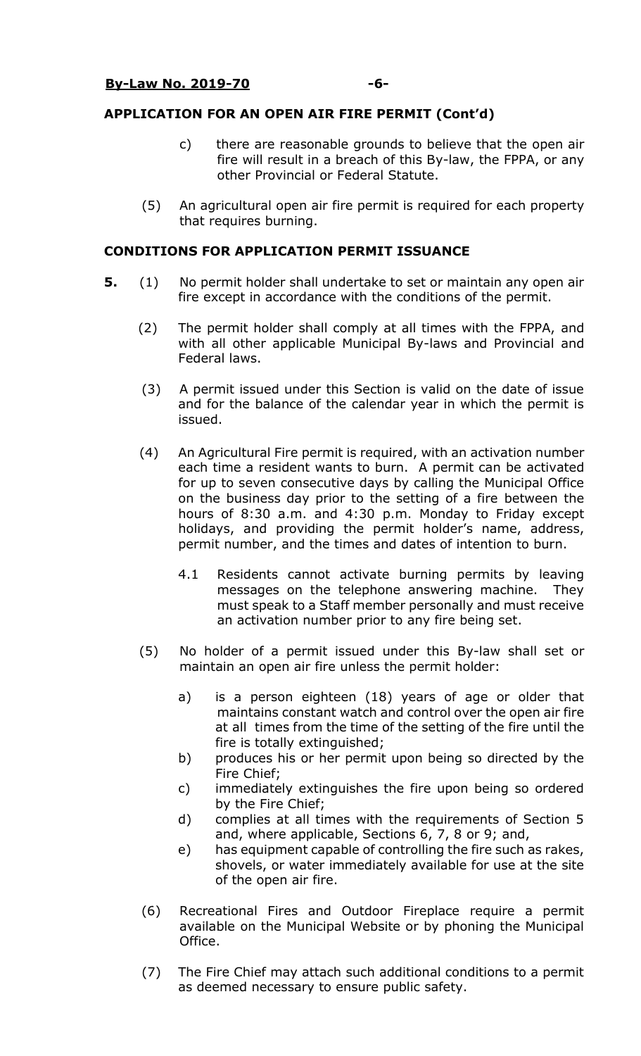**APPLICATION FOR AN OPEN AIR FIRE PERMIT (Cont'd)**

c) there are reasonable grounds to believe that the open air fire will result in a breach of this By-law, the FPPA, or any other Provincial or Federal Statute.

(5) An agricultural open air fire permit is required for each property that requires burning.

**CONDITIONS FOR APPLICATION PERMIT ISSUANCE**

**5.** (1) No permit holder shall undertake to set or maintain any open air fire except in accordance with the conditions of the permit.

(2) The permit holder shall comply at all times with the FPPA, and with all other applicable Municipal By-laws and Provincial and Federal laws.

(3) A permit issued under this Section is valid on the date of issue and for the balance of the calendar year in which the permit is issued.

(4) An Agricultural Fire permit is required, with an activation number each time a resident wants to burn. A permit can be activated for up to seven consecutive days by calling the Municipal Office on the business day prior to the setting of a fire between the hours of 8:30 a.m. and 4:30 p.m. Monday to Friday except holidays, and providing the permit holder's name, address, permit number, and the times and dates of intention to burn.

4.1 Residents cannot activate burning permits by leaving messages on the telephone answering machine. They must speak to a Staff member personally and must receive an activation number prior to any fire being set.

(5) No holder of a permit issued under this By-law shall set or maintain an open air fire unless the permit holder:

a) is a person eighteen (18) years of age or older that maintains constant watch and control over the open air fire at all times from the time of the setting of the fire until the fire is totally extinguished;
b) produces his or her permit upon being so directed by the Fire Chief;
c) immediately extinguishes the fire upon being so ordered by the Fire Chief;
d) complies at all times with the requirements of Section 5 and, where applicable, Sections 6, 7, 8 or 9; and,
e) has equipment capable of controlling the fire such as rakes, shovels, or water immediately available for use at the site of the open air fire.

(6) Recreational Fires and Outdoor Fireplace require a permit available on the Municipal Website or by phoning the Municipal Office.

(7) The Fire Chief may attach such additional conditions to a permit as deemed necessary to ensure public safety.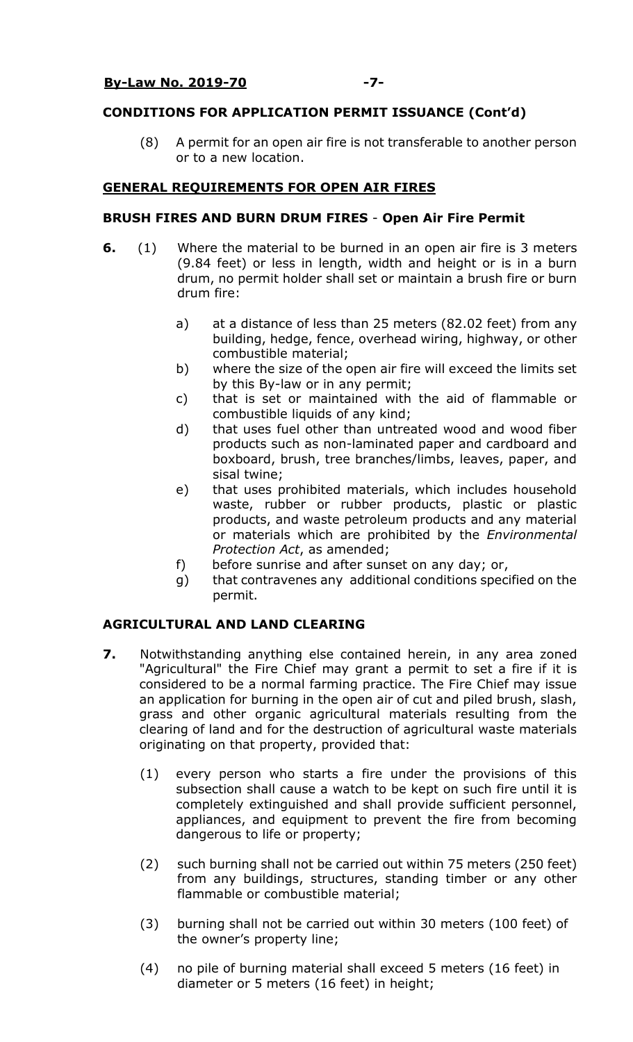**CONDITIONS FOR APPLICATION PERMIT ISSUANCE (Cont'd)**

(8) A permit for an open air fire is not transferable to another person or to a new location.

## GENERAL REQUIREMENTS FOR OPEN AIR FIRES

### BRUSH FIRES AND BURN DRUM FIRES - Open Air Fire Permit

**6.** (1) Where the material to be burned in an open air fire is 3 meters (9.84 feet) or less in length, width and height or is in a burn drum, no permit holder shall set or maintain a brush fire or burn drum fire:

a) at a distance of less than 25 meters (82.02 feet) from any building, hedge, fence, overhead wiring, highway, or other combustible material;

b) where the size of the open air fire will exceed the limits set by this By-law or in any permit;

c) that is set or maintained with the aid of flammable or combustible liquids of any kind;

d) that uses fuel other than untreated wood and wood fiber products such as non-laminated paper and cardboard and boxboard, brush, tree branches/limbs, leaves, paper, and sisal twine;

e) that uses prohibited materials, which includes household waste, rubber or rubber products, plastic or plastic products, and waste petroleum products and any material or materials which are prohibited by the *Environmental Protection Act*, as amended;

f) before sunrise and after sunset on any day; or,

g) that contravenes any additional conditions specified on the permit.

### AGRICULTURAL AND LAND CLEARING

**7.** Notwithstanding anything else contained herein, in any area zoned "Agricultural" the Fire Chief may grant a permit to set a fire if it is considered to be a normal farming practice. The Fire Chief may issue an application for burning in the open air of cut and piled brush, slash, grass and other organic agricultural materials resulting from the clearing of land and for the destruction of agricultural waste materials originating on that property, provided that:

(1) every person who starts a fire under the provisions of this subsection shall cause a watch to be kept on such fire until it is completely extinguished and shall provide sufficient personnel, appliances, and equipment to prevent the fire from becoming dangerous to life or property;

(2) such burning shall not be carried out within 75 meters (250 feet) from any buildings, structures, standing timber or any other flammable or combustible material;

(3) burning shall not be carried out within 30 meters (100 feet) of the owner's property line;

(4) no pile of burning material shall exceed 5 meters (16 feet) in diameter or 5 meters (16 feet) in height;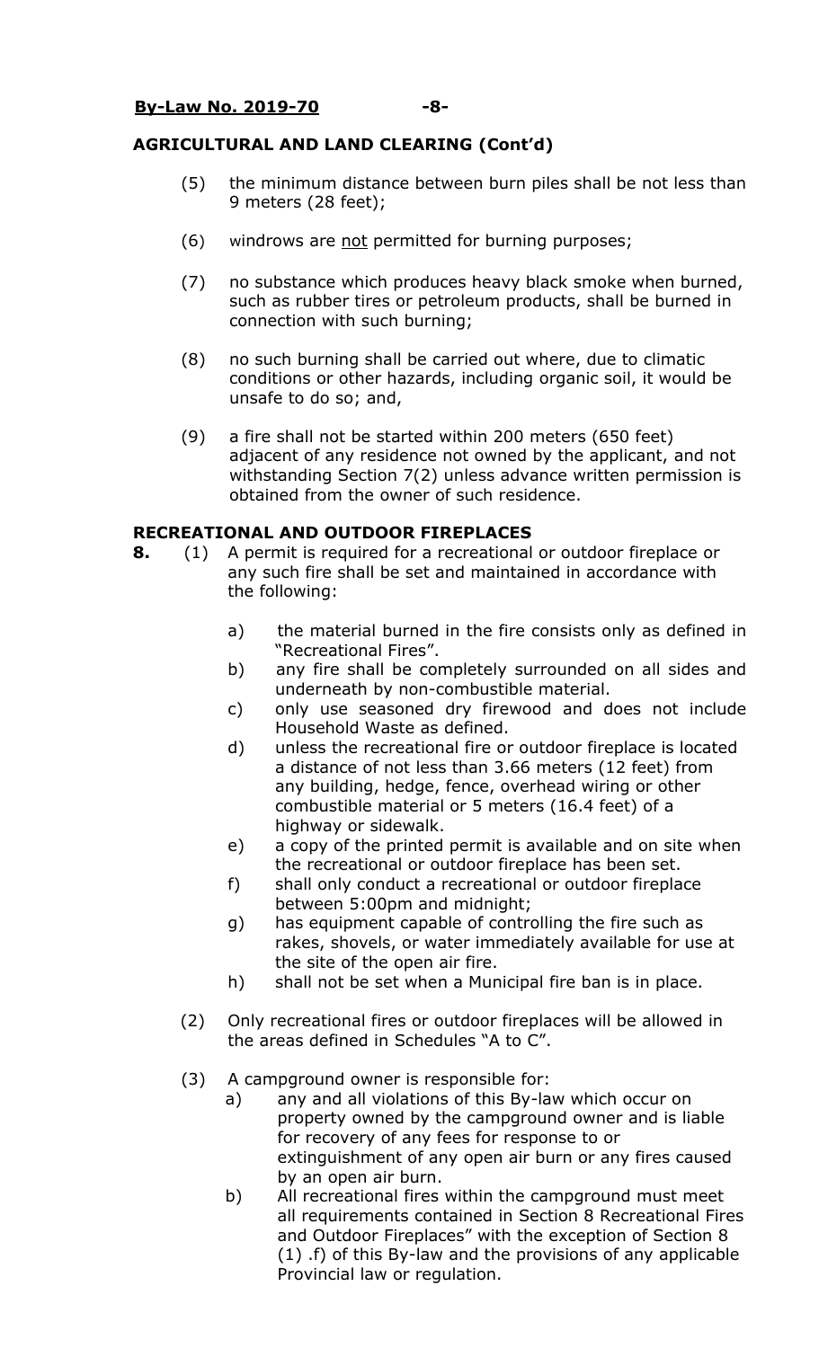**AGRICULTURAL AND LAND CLEARING (Cont'd)**

(5) the minimum distance between burn piles shall be not less than 9 meters (28 feet);

(6) windrows are not permitted for burning purposes;

(7) no substance which produces heavy black smoke when burned, such as rubber tires or petroleum products, shall be burned in connection with such burning;

(8) no such burning shall be carried out where, due to climatic conditions or other hazards, including organic soil, it would be unsafe to do so; and,

(9) a fire shall not be started within 200 meters (650 feet) adjacent of any residence not owned by the applicant, and not withstanding Section 7(2) unless advance written permission is obtained from the owner of such residence.

**RECREATIONAL AND OUTDOOR FIREPLACES**

**8.** (1) A permit is required for a recreational or outdoor fireplace or any such fire shall be set and maintained in accordance with the following:

a) the material burned in the fire consists only as defined in "Recreational Fires".
b) any fire shall be completely surrounded on all sides and underneath by non-combustible material.
c) only use seasoned dry firewood and does not include Household Waste as defined.
d) unless the recreational fire or outdoor fireplace is located a distance of not less than 3.66 meters (12 feet) from any building, hedge, fence, overhead wiring or other combustible material or 5 meters (16.4 feet) of a highway or sidewalk.
e) a copy of the printed permit is available and on site when the recreational or outdoor fireplace has been set.
f) shall only conduct a recreational or outdoor fireplace between 5:00pm and midnight;
g) has equipment capable of controlling the fire such as rakes, shovels, or water immediately available for use at the site of the open air fire.
h) shall not be set when a Municipal fire ban is in place.

(2) Only recreational fires or outdoor fireplaces will be allowed in the areas defined in Schedules "A to C".

(3) A campground owner is responsible for:

a) any and all violations of this By-law which occur on property owned by the campground owner and is liable for recovery of any fees for response to or extinguishment of any open air burn or any fires caused by an open air burn.
b) All recreational fires within the campground must meet all requirements contained in Section 8 Recreational Fires and Outdoor Fireplaces" with the exception of Section 8 (1) .f) of this By-law and the provisions of any applicable Provincial law or regulation.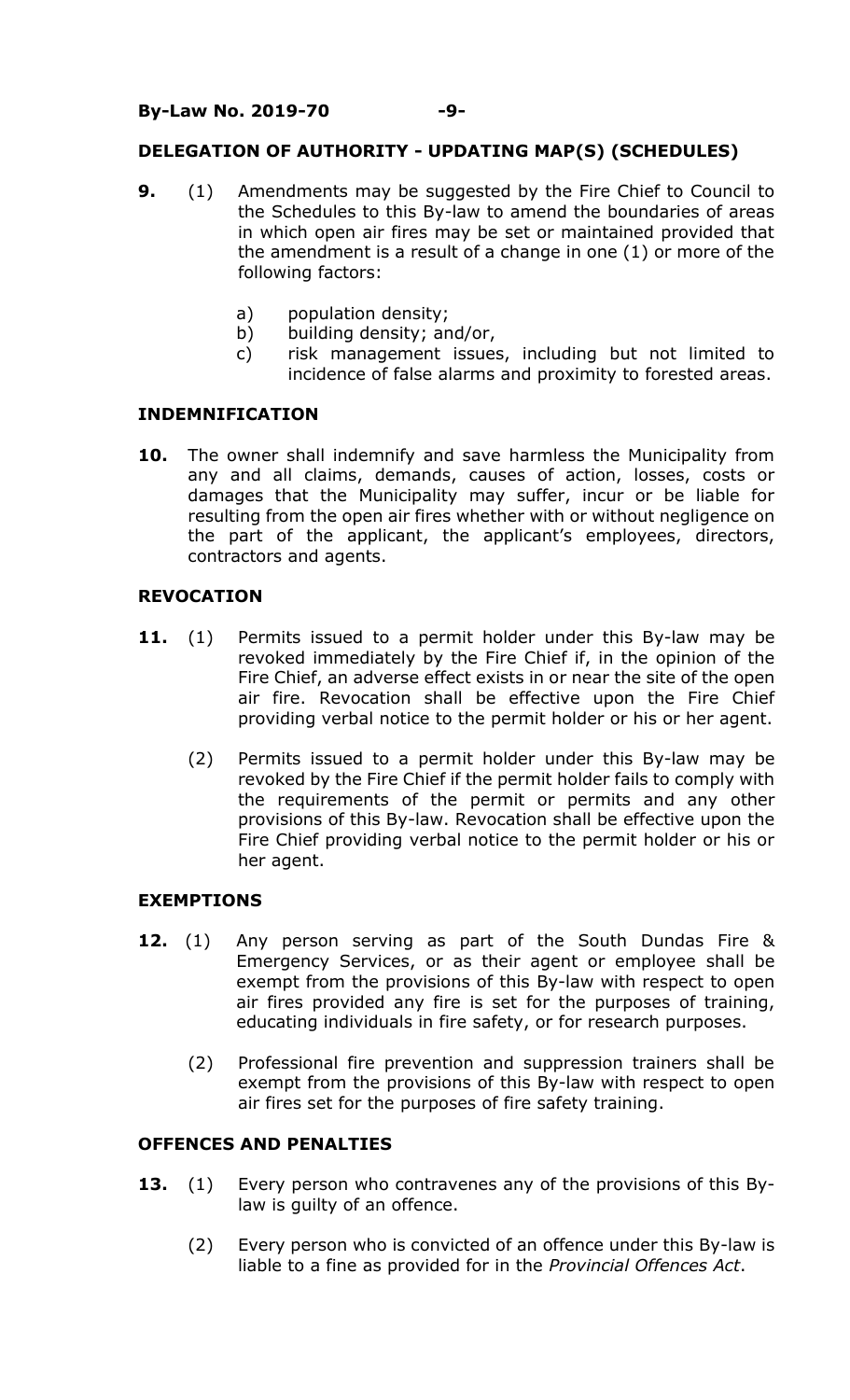## DELEGATION OF AUTHORITY - UPDATING MAP(S) (SCHEDULES)

**9.** (1) Amendments may be suggested by the Fire Chief to Council to the Schedules to this By-law to amend the boundaries of areas in which open air fires may be set or maintained provided that the amendment is a result of a change in one (1) or more of the following factors:

a) population density;
b) building density; and/or,
c) risk management issues, including but not limited to incidence of false alarms and proximity to forested areas.

## INDEMNIFICATION

**10.** The owner shall indemnify and save harmless the Municipality from any and all claims, demands, causes of action, losses, costs or damages that the Municipality may suffer, incur or be liable for resulting from the open air fires whether with or without negligence on the part of the applicant, the applicant's employees, directors, contractors and agents.

## REVOCATION

**11.** (1) Permits issued to a permit holder under this By-law may be revoked immediately by the Fire Chief if, in the opinion of the Fire Chief, an adverse effect exists in or near the site of the open air fire. Revocation shall be effective upon the Fire Chief providing verbal notice to the permit holder or his or her agent.

(2) Permits issued to a permit holder under this By-law may be revoked by the Fire Chief if the permit holder fails to comply with the requirements of the permit or permits and any other provisions of this By-law. Revocation shall be effective upon the Fire Chief providing verbal notice to the permit holder or his or her agent.

## EXEMPTIONS

**12.** (1) Any person serving as part of the South Dundas Fire & Emergency Services, or as their agent or employee shall be exempt from the provisions of this By-law with respect to open air fires provided any fire is set for the purposes of training, educating individuals in fire safety, or for research purposes.

(2) Professional fire prevention and suppression trainers shall be exempt from the provisions of this By-law with respect to open air fires set for the purposes of fire safety training.

## OFFENCES AND PENALTIES

**13.** (1) Every person who contravenes any of the provisions of this By-law is guilty of an offence.

(2) Every person who is convicted of an offence under this By-law is liable to a fine as provided for in the *Provincial Offences Act*.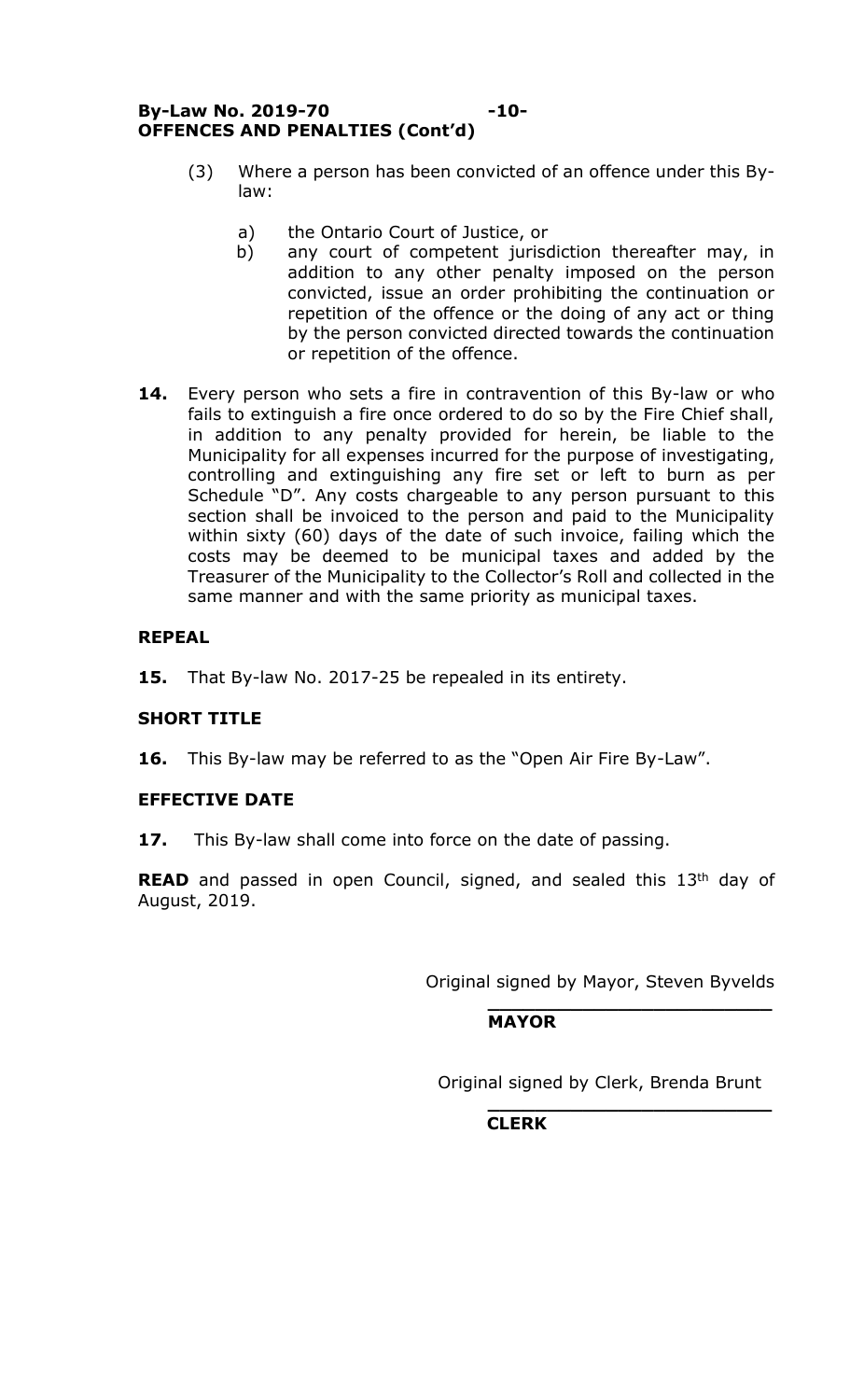**OFFENCES AND PENALTIES (Cont'd)**

(3) Where a person has been convicted of an offence under this By-law:

a) the Ontario Court of Justice, or
b) any court of competent jurisdiction thereafter may, in addition to any other penalty imposed on the person convicted, issue an order prohibiting the continuation or repetition of the offence or the doing of any act or thing by the person convicted directed towards the continuation or repetition of the offence.

**14.** Every person who sets a fire in contravention of this By-law or who fails to extinguish a fire once ordered to do so by the Fire Chief shall, in addition to any penalty provided for herein, be liable to the Municipality for all expenses incurred for the purpose of investigating, controlling and extinguishing any fire set or left to burn as per Schedule "D". Any costs chargeable to any person pursuant to this section shall be invoiced to the person and paid to the Municipality within sixty (60) days of the date of such invoice, failing which the costs may be deemed to be municipal taxes and added by the Treasurer of the Municipality to the Collector's Roll and collected in the same manner and with the same priority as municipal taxes.

**REPEAL**

**15.** That By-law No. 2017-25 be repealed in its entirety.

**SHORT TITLE**

**16.** This By-law may be referred to as the "Open Air Fire By-Law".

**EFFECTIVE DATE**

**17.** This By-law shall come into force on the date of passing.

**READ** and passed in open Council, signed, and sealed this 13th day of August, 2019.

Original signed by Mayor, Steven Byvelds
______________________
**MAYOR**

Original signed by Clerk, Brenda Brunt
______________________
**CLERK**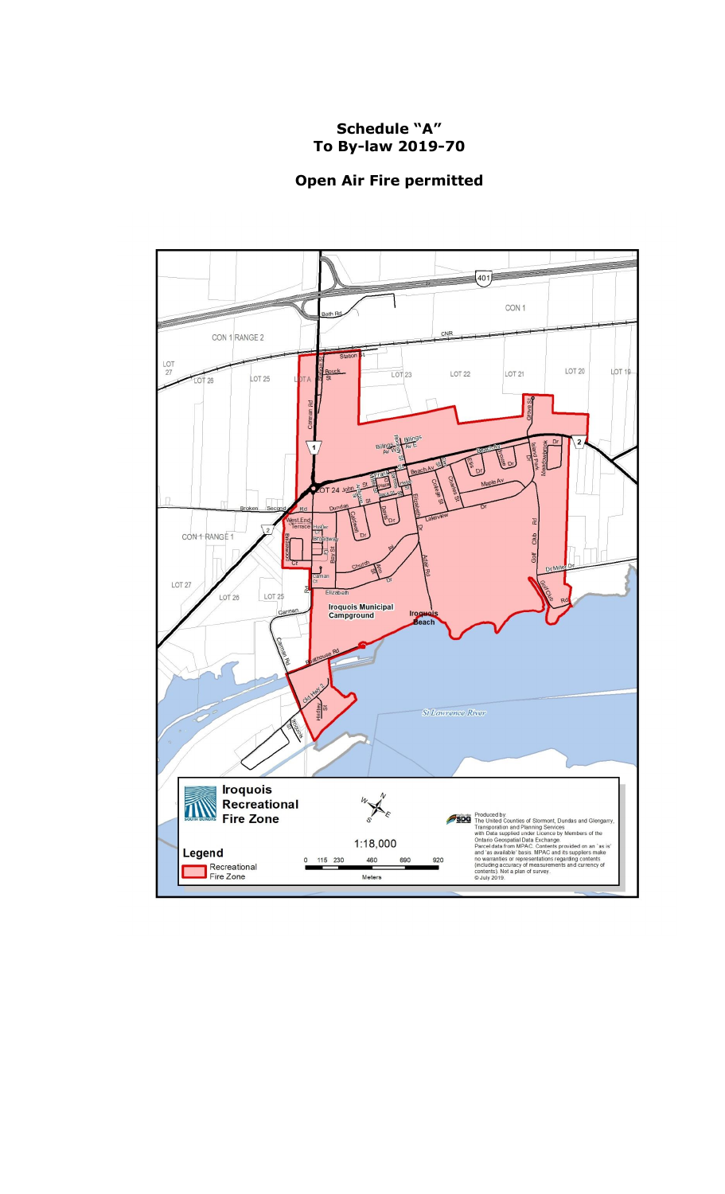**Schedule "A"**
**To By-law 2019-70**

**Open Air Fire permitted**

**Iroquois Recreational Fire Zone**

Legend

Recreational Fire Zone

1:18,000

0 115 230 460 690 920

Meters

Produced by: The United Counties of Stormont, Dundas and Glengarry, Transporation and Planning Services with Data supplied under Licence by Members of the Ontario Geospatial Data Exchange. Parcel data from MPAC. Contents provided on an 'as is' and 'as available' basis. MPAC and its suppliers make no warranties or representations regarding contents (including accuracy of measurements and currency of contents). Not a plan of survey. © July 2019.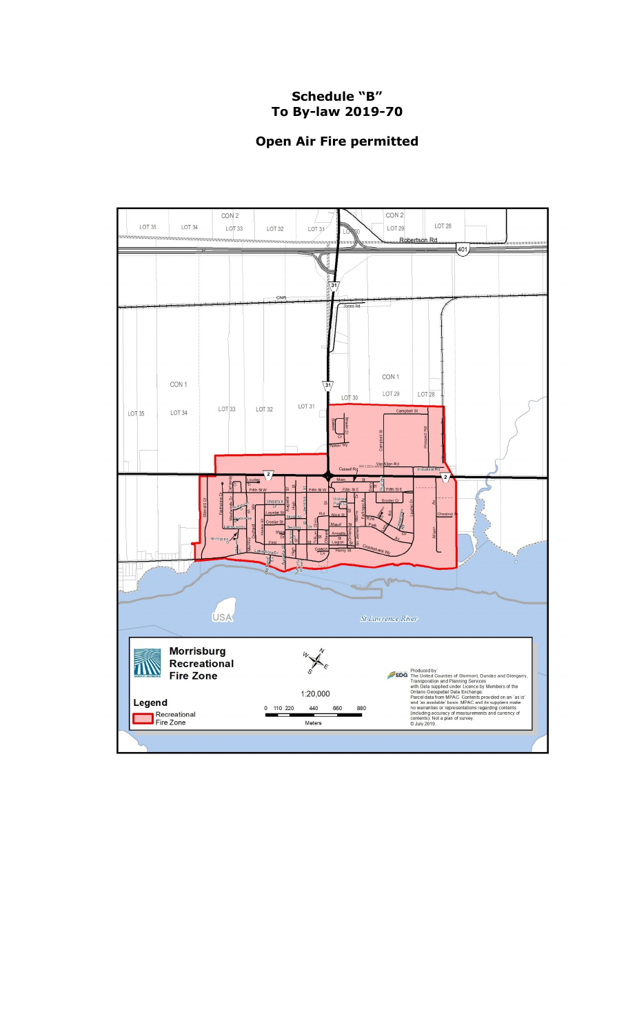# Schedule "B"
# To By-law 2019-70

## Open Air Fire permitted

**Morrisburg Recreational Fire Zone**

**Legend**

Recreational Fire Zone

1:20,000

0 110 220 440 660 880

Meters

Produced by:
The United Counties of Stormont, Dundas and Glengarry, Transportation and Planning Services with Data supplied under Licence by Members of the Ontario Geospatial Data Exchange.
Parcel data from MPAC. Contents provided on an 'as is' and 'as available' basis. MPAC and its suppliers make no warranties or representations regarding contents (including accuracy of measurements and currency of contents). Not a plan of survey.
© July 2019.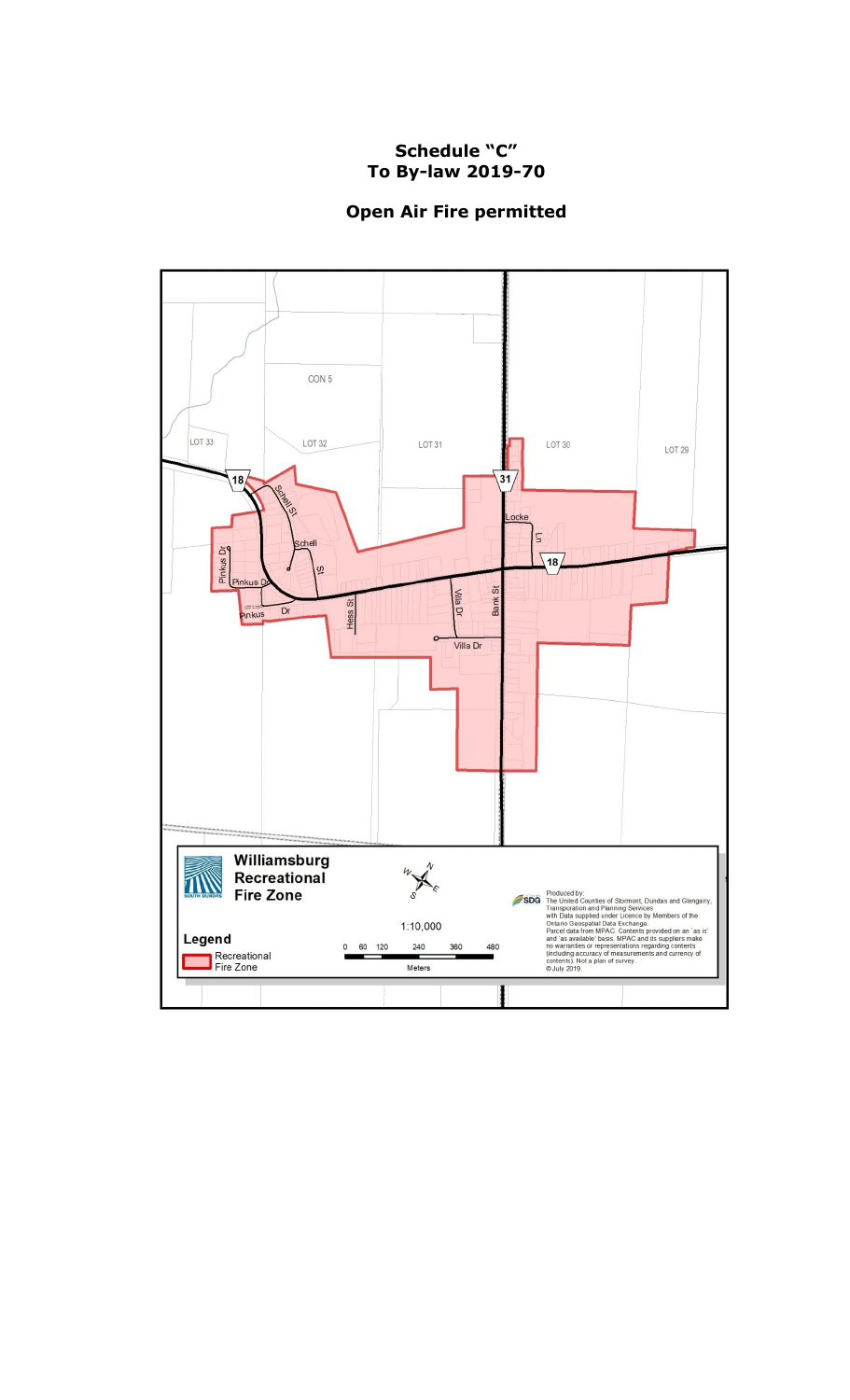**Schedule "C"**
**To By-law 2019-70**

**Open Air Fire permitted**

CON 5

LOT 33 LOT 32 LOT 31 LOT 30 LOT 29

18 31 18

Schell St
Schell St
Pinkus Dr
Pinkus Dr
Pinkus Dr
Hess St
Villa Dr
Bank St
Villa Dr
Locke Ln

**Williamsburg Recreational Fire Zone**

1:10,000

0 60 120 240 360 480
Meters

**Legend**

Recreational Fire Zone

Produced by:
The United Counties of Stormont, Dundas and Glengarry, Transportation and Planning Services with Data supplied under Licence by Members of the Ontario Geospatial Data Exchange.
Parcel data from MPAC. Contents provided on an 'as is' and 'as available' basis. MPAC and its suppliers make no warranties or representations regarding contents (including accuracy of measurements and currency of contents). Not a plan of survey.
©July 2019.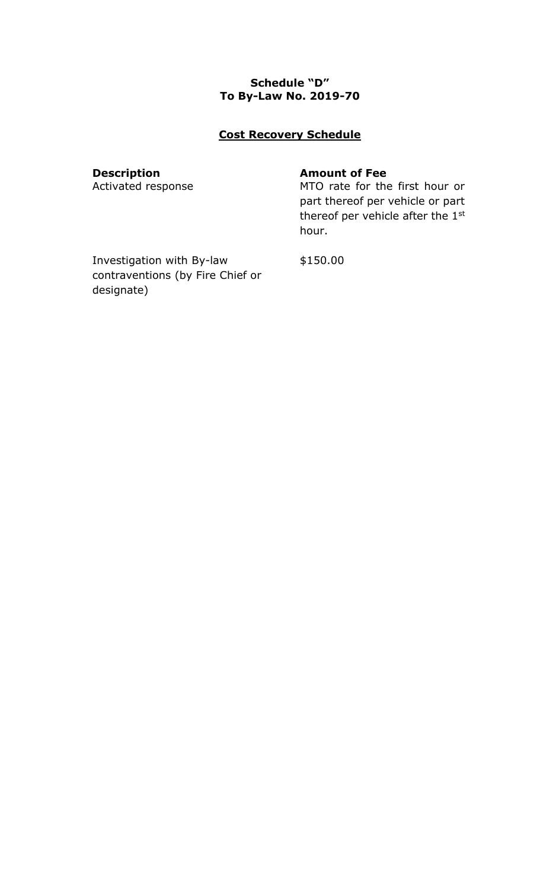**Schedule "D"**
**To By-Law No. 2019-70**

**Cost Recovery Schedule**

| **Description** | **Amount of Fee** |
| --- | --- |
| Activated response | MTO rate for the first hour or part thereof per vehicle or part thereof per vehicle after the 1st hour. |
| Investigation with By-law contraventions (by Fire Chief or designate) | $150.00 |